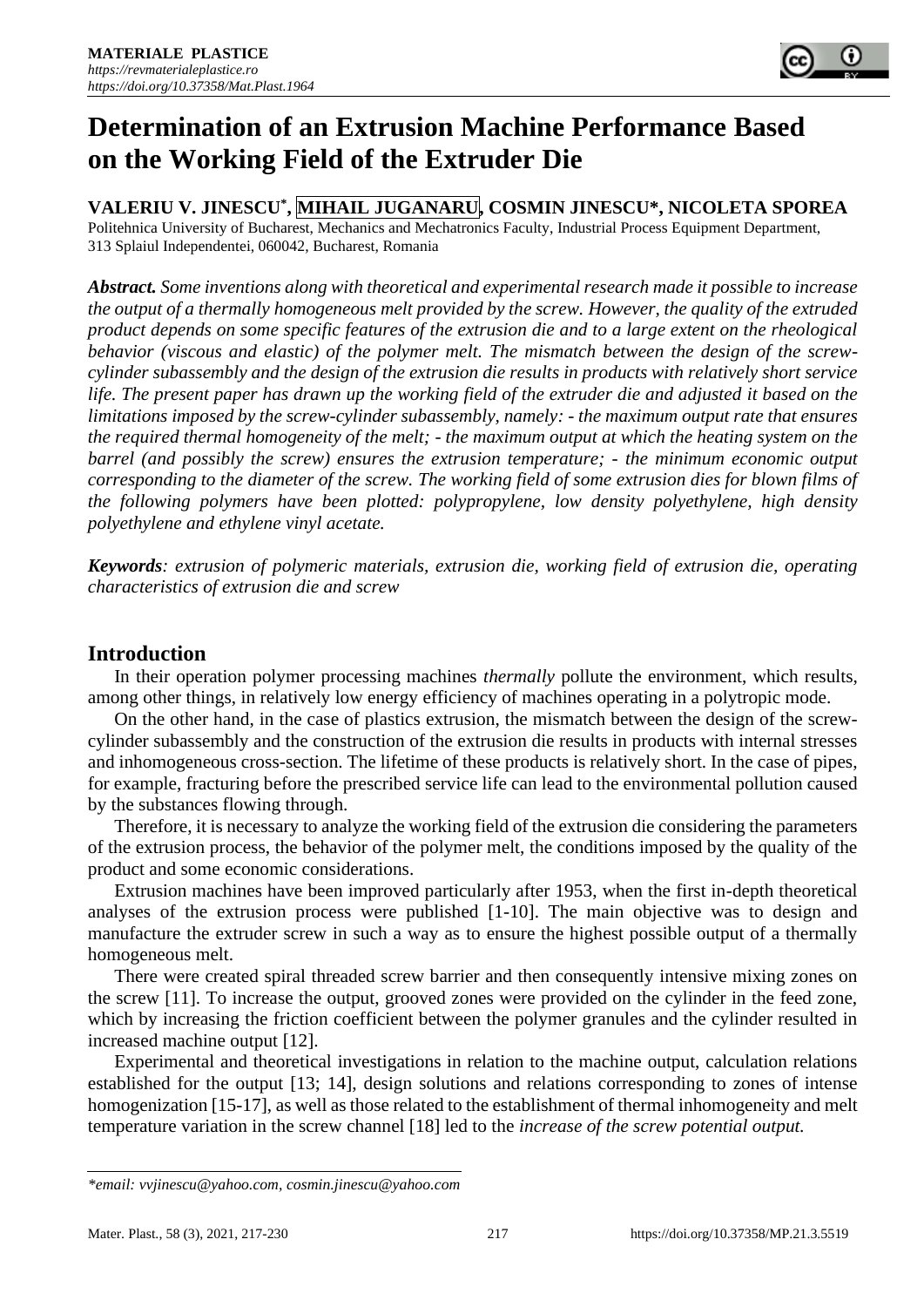# Determination of an Extrusion Machine Performance Based on the Working Field of the Extruder Die

**VALERIU V. JINESCU*, MIHAIL JUGANARU, COSMIN JINESCU*, NICOLETA SPOREA**

Politehnica University of Bucharest, Mechanics and Mechatronics Faculty, Industrial Process Equipment Department, 313 Splaiul Independentei, 060042, Bucharest, Romania

***Abstract.*** *Some inventions along with theoretical and experimental research made it possible to increase the output of a thermally homogeneous melt provided by the screw. However, the quality of the extruded product depends on some specific features of the extrusion die and to a large extent on the rheological behavior (viscous and elastic) of the polymer melt. The mismatch between the design of the screw-cylinder subassembly and the design of the extrusion die results in products with relatively short service life. The present paper has drawn up the working field of the extruder die and adjusted it based on the limitations imposed by the screw-cylinder subassembly, namely: - the maximum output rate that ensures the required thermal homogeneity of the melt; - the maximum output at which the heating system on the barrel (and possibly the screw) ensures the extrusion temperature; - the minimum economic output corresponding to the diameter of the screw. The working field of some extrusion dies for blown films of the following polymers have been plotted: polypropylene, low density polyethylene, high density polyethylene and ethylene vinyl acetate.*

***Keywords****: extrusion of polymeric materials, extrusion die, working field of extrusion die, operating characteristics of extrusion die and screw*

## Introduction

In their operation polymer processing machines *thermally* pollute the environment, which results, among other things, in relatively low energy efficiency of machines operating in a polytropic mode.

On the other hand, in the case of plastics extrusion, the mismatch between the design of the screw-cylinder subassembly and the construction of the extrusion die results in products with internal stresses and inhomogeneous cross-section. The lifetime of these products is relatively short. In the case of pipes, for example, fracturing before the prescribed service life can lead to the environmental pollution caused by the substances flowing through.

Therefore, it is necessary to analyze the working field of the extrusion die considering the parameters of the extrusion process, the behavior of the polymer melt, the conditions imposed by the quality of the product and some economic considerations.

Extrusion machines have been improved particularly after 1953, when the first in-depth theoretical analyses of the extrusion process were published [1-10]. The main objective was to design and manufacture the extruder screw in such a way as to ensure the highest possible output of a thermally homogeneous melt.

There were created spiral threaded screw barrier and then consequently intensive mixing zones on the screw [11]. To increase the output, grooved zones were provided on the cylinder in the feed zone, which by increasing the friction coefficient between the polymer granules and the cylinder resulted in increased machine output [12].

Experimental and theoretical investigations in relation to the machine output, calculation relations established for the output [13; 14], design solutions and relations corresponding to zones of intense homogenization [15-17], as well as those related to the establishment of thermal inhomogeneity and melt temperature variation in the screw channel [18] led to the *increase of the screw potential output.*

*\*email: vvjinescu@yahoo.com, cosmin.jinescu@yahoo.com*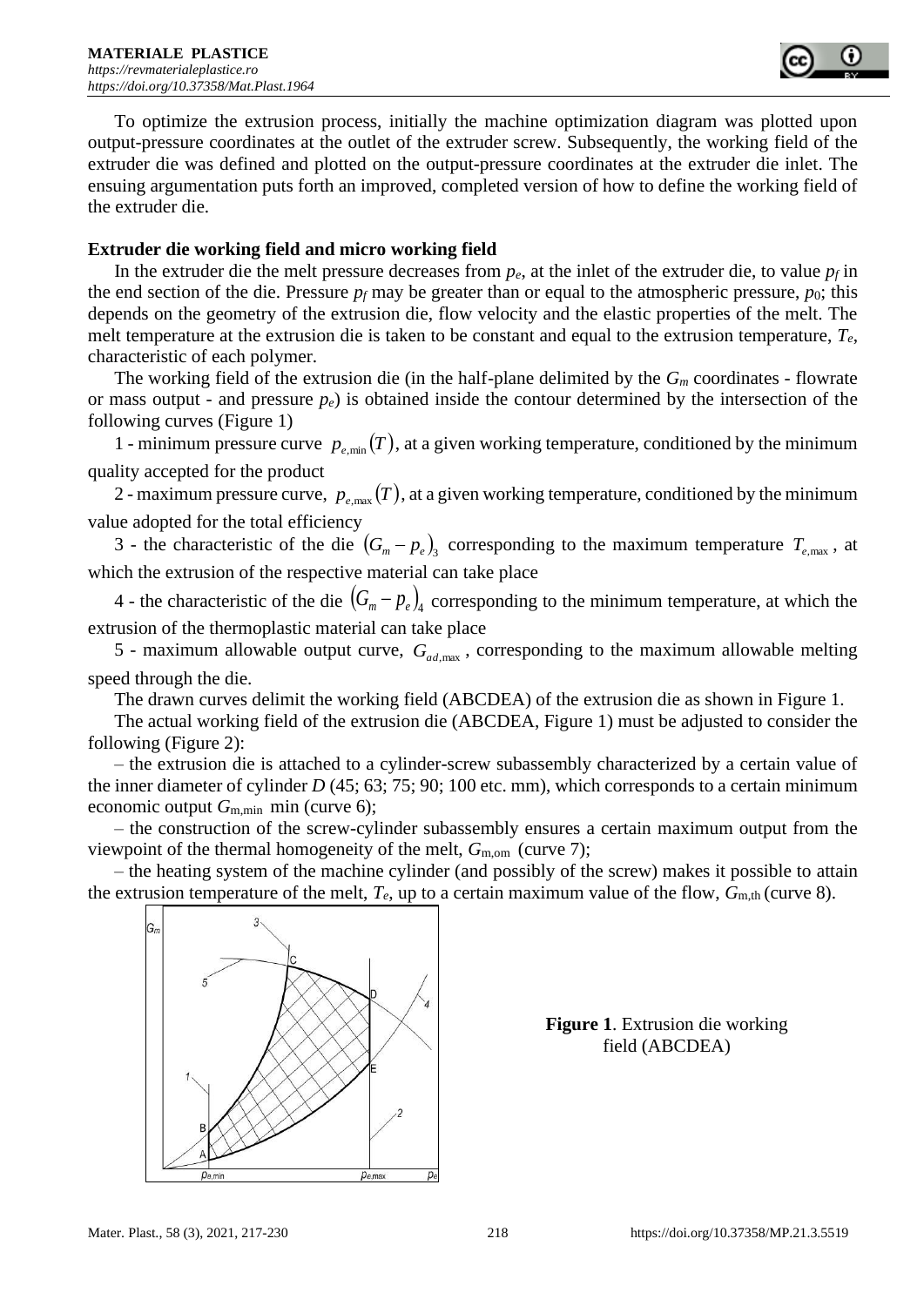To optimize the extrusion process, initially the machine optimization diagram was plotted upon output-pressure coordinates at the outlet of the extruder screw. Subsequently, the working field of the extruder die was defined and plotted on the output-pressure coordinates at the extruder die inlet. The ensuing argumentation puts forth an improved, completed version of how to define the working field of the extruder die.

## Extruder die working field and micro working field

In the extruder die the melt pressure decreases from $p_e$, at the inlet of the extruder die, to value $p_f$ in the end section of the die. Pressure $p_f$ may be greater than or equal to the atmospheric pressure, $p_0$; this depends on the geometry of the extrusion die, flow velocity and the elastic properties of the melt. The melt temperature at the extrusion die is taken to be constant and equal to the extrusion temperature, $T_e$, characteristic of each polymer.

The working field of the extrusion die (in the half-plane delimited by the $G_m$ coordinates - flowrate or mass output - and pressure $p_e$) is obtained inside the contour determined by the intersection of the following curves (Figure 1)

1 - minimum pressure curve $p_{e,\min}(T)$, at a given working temperature, conditioned by the minimum quality accepted for the product

2 - maximum pressure curve, $p_{e,\max}(T)$, at a given working temperature, conditioned by the minimum value adopted for the total efficiency

3 - the characteristic of the die $(G_m - p_e)_3$ corresponding to the maximum temperature $T_{e,\max}$, at which the extrusion of the respective material can take place

4 - the characteristic of the die $(G_m - p_e)_4$ corresponding to the minimum temperature, at which the extrusion of the thermoplastic material can take place

5 - maximum allowable output curve, $G_{ad,\max}$, corresponding to the maximum allowable melting speed through the die.

The drawn curves delimit the working field (ABCDEA) of the extrusion die as shown in Figure 1.

The actual working field of the extrusion die (ABCDEA, Figure 1) must be adjusted to consider the following (Figure 2):

– the extrusion die is attached to a cylinder-screw subassembly characterized by a certain value of the inner diameter of cylinder $D$ (45; 63; 75; 90; 100 etc. mm), which corresponds to a certain minimum economic output $G_{m,\min}$ min (curve 6);

– the construction of the screw-cylinder subassembly ensures a certain maximum output from the viewpoint of the thermal homogeneity of the melt, $G_{m,om}$ (curve 7);

– the heating system of the machine cylinder (and possibly of the screw) makes it possible to attain the extrusion temperature of the melt, $T_e$, up to a certain maximum value of the flow, $G_{m,th}$ (curve 8).

**Figure 1**. Extrusion die working field (ABCDEA)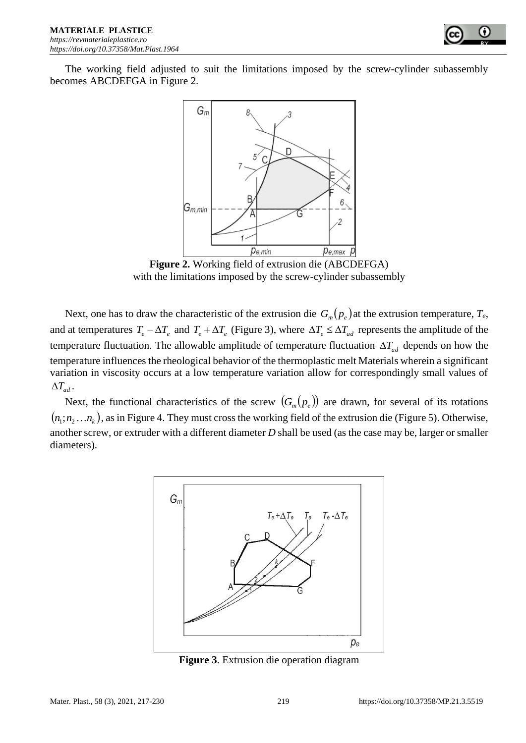The working field adjusted to suit the limitations imposed by the screw-cylinder subassembly becomes ABCDEFGA in Figure 2.

**Figure 2.** Working field of extrusion die (ABCDEFGA) with the limitations imposed by the screw-cylinder subassembly

Next, one has to draw the characteristic of the extrusion die $G_m(p_e)$ at the extrusion temperature, $T_e$, and at temperatures $T_e - \Delta T_e$ and $T_e + \Delta T_e$ (Figure 3), where $\Delta T_e \leq \Delta T_{ad}$ represents the amplitude of the temperature fluctuation. The allowable amplitude of temperature fluctuation $\Delta T_{ad}$ depends on how the temperature influences the rheological behavior of the thermoplastic melt Materials wherein a significant variation in viscosity occurs at a low temperature variation allow for correspondingly small values of $\Delta T_{ad}$.

Next, the functional characteristics of the screw $(G_m(p_e))$ are drawn, for several of its rotations $(n_1; n_2 \ldots n_k)$, as in Figure 4. They must cross the working field of the extrusion die (Figure 5). Otherwise, another screw, or extruder with a different diameter *D* shall be used (as the case may be, larger or smaller diameters).

**Figure 3**. Extrusion die operation diagram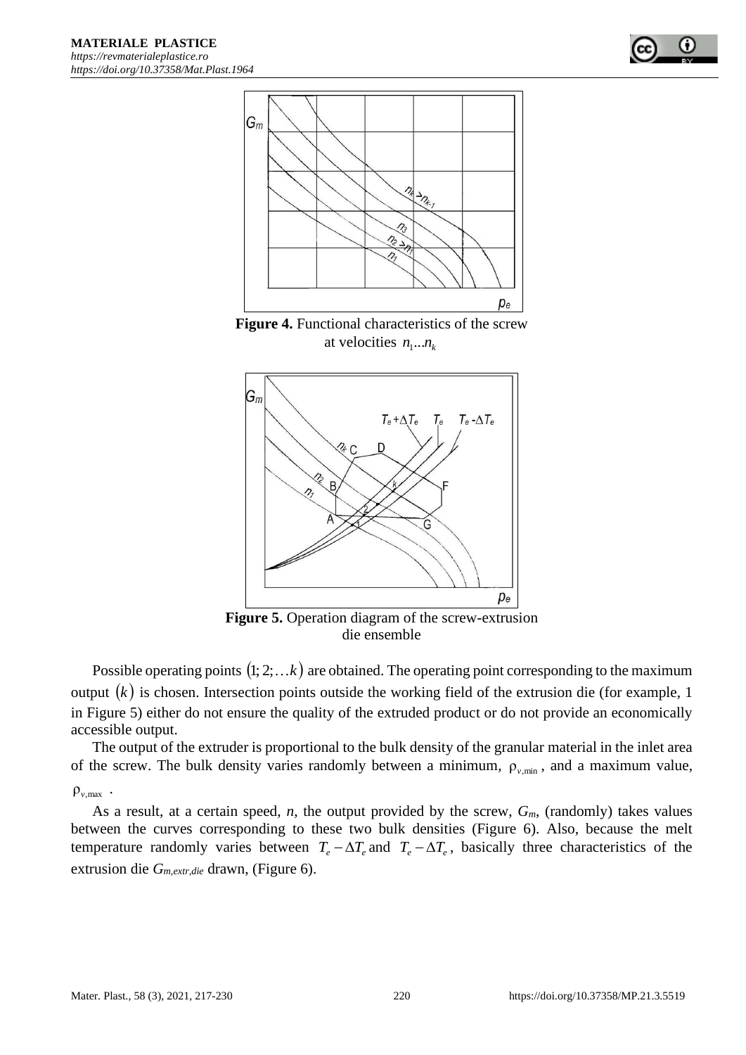**Figure 4.** Functional characteristics of the screw at velocities $n_1 ... n_k$

**Figure 5.** Operation diagram of the screw-extrusion die ensemble

Possible operating points $(1; 2; \ldots k)$ are obtained. The operating point corresponding to the maximum output $(k)$ is chosen. Intersection points outside the working field of the extrusion die (for example, 1 in Figure 5) either do not ensure the quality of the extruded product or do not provide an economically accessible output.

The output of the extruder is proportional to the bulk density of the granular material in the inlet area of the screw. The bulk density varies randomly between a minimum, $\rho_{v,\min}$, and a maximum value, $\rho_{v,\max}$.

As a result, at a certain speed, *n*, the output provided by the screw, $G_m$, (randomly) takes values between the curves corresponding to these two bulk densities (Figure 6). Also, because the melt temperature randomly varies between $T_e - \Delta T_e$ and $T_e - \Delta T_e$, basically three characteristics of the extrusion die $G_{m,extr,die}$ drawn, (Figure 6).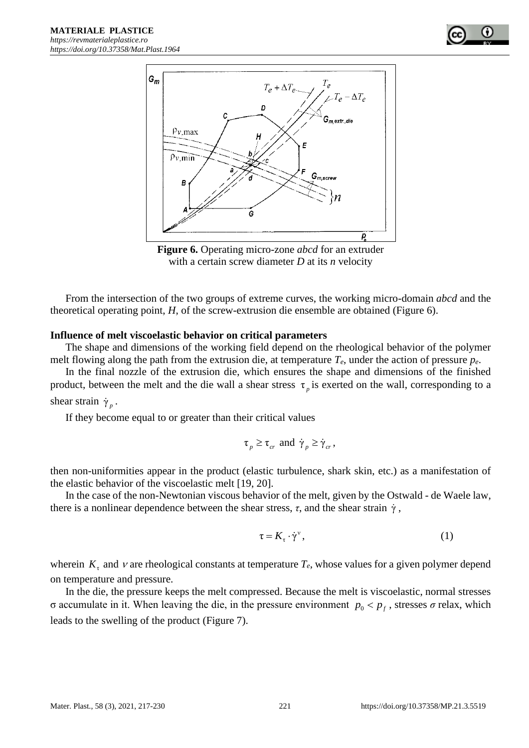**Figure 6.** Operating micro-zone *abcd* for an extruder with a certain screw diameter *D* at its *n* velocity

From the intersection of the two groups of extreme curves, the working micro-domain *abcd* and the theoretical operating point, *H*, of the screw-extrusion die ensemble are obtained (Figure 6).

**Influence of melt viscoelastic behavior on critical parameters**

The shape and dimensions of the working field depend on the rheological behavior of the polymer melt flowing along the path from the extrusion die, at temperature $T_e$, under the action of pressure $p_e$.

In the final nozzle of the extrusion die, which ensures the shape and dimensions of the finished product, between the melt and the die wall a shear stress $\tau_p$ is exerted on the wall, corresponding to a shear strain $\dot{\gamma}_p$.

If they become equal to or greater than their critical values

$$\tau_p \geq \tau_{cr} \text{ and } \dot{\gamma}_p \geq \dot{\gamma}_{cr},$$

then non-uniformities appear in the product (elastic turbulence, shark skin, etc.) as a manifestation of the elastic behavior of the viscoelastic melt [19, 20].

In the case of the non-Newtonian viscous behavior of the melt, given by the Ostwald - de Waele law, there is a nonlinear dependence between the shear stress, $\tau$, and the shear strain $\dot{\gamma}$,

$$\tau = K_\tau \cdot \dot{\gamma}^\nu, \tag{1}$$

wherein $K_\tau$ and $\nu$ are rheological constants at temperature $T_e$, whose values for a given polymer depend on temperature and pressure.

In the die, the pressure keeps the melt compressed. Because the melt is viscoelastic, normal stresses $\sigma$ accumulate in it. When leaving the die, in the pressure environment $p_0 < p_f$, stresses $\sigma$ relax, which leads to the swelling of the product (Figure 7).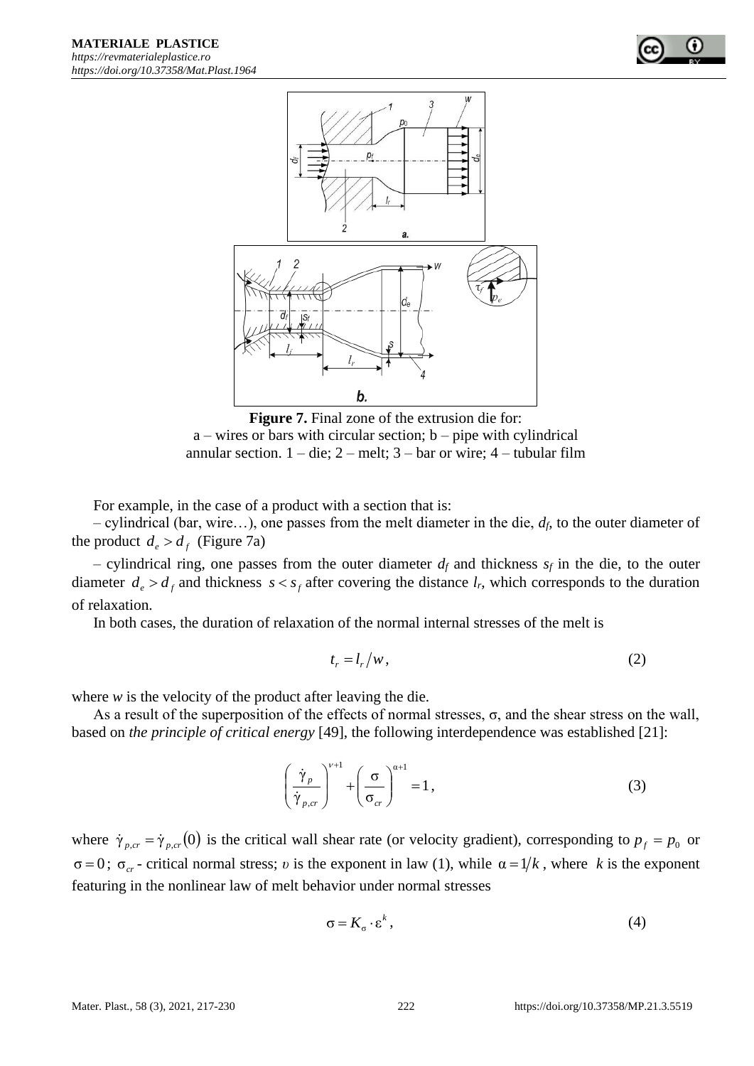**Figure 7.** Final zone of the extrusion die for:
a – wires or bars with circular section; b – pipe with cylindrical annular section. 1 – die; 2 – melt; 3 – bar or wire; 4 – tubular film

For example, in the case of a product with a section that is:

– cylindrical (bar, wire…), one passes from the melt diameter in the die, $d_f$, to the outer diameter of the product $d_e > d_f$ (Figure 7a)

– cylindrical ring, one passes from the outer diameter $d_f$ and thickness $s_f$ in the die, to the outer diameter $d_e > d_f$ and thickness $s < s_f$ after covering the distance $l_r$, which corresponds to the duration of relaxation.

In both cases, the duration of relaxation of the normal internal stresses of the melt is

$$t_r = l_r / w, \tag{2}$$

where *w* is the velocity of the product after leaving the die.

As a result of the superposition of the effects of normal stresses, σ, and the shear stress on the wall, based on *the principle of critical energy* [49], the following interdependence was established [21]:

$$\left(\frac{\dot{\gamma}_p}{\dot{\gamma}_{p,cr}}\right)^{\nu+1} + \left(\frac{\sigma}{\sigma_{cr}}\right)^{\alpha+1} = 1, \tag{3}$$

where $\dot{\gamma}_{p,cr} = \dot{\gamma}_{p,cr}(0)$ is the critical wall shear rate (or velocity gradient), corresponding to $p_f = p_0$ or $\sigma = 0$; $\sigma_{cr}$ - critical normal stress; $\upsilon$ is the exponent in law (1), while $\alpha = 1/k$, where $k$ is the exponent featuring in the nonlinear law of melt behavior under normal stresses

$$\sigma = K_\sigma \cdot \varepsilon^k, \tag{4}$$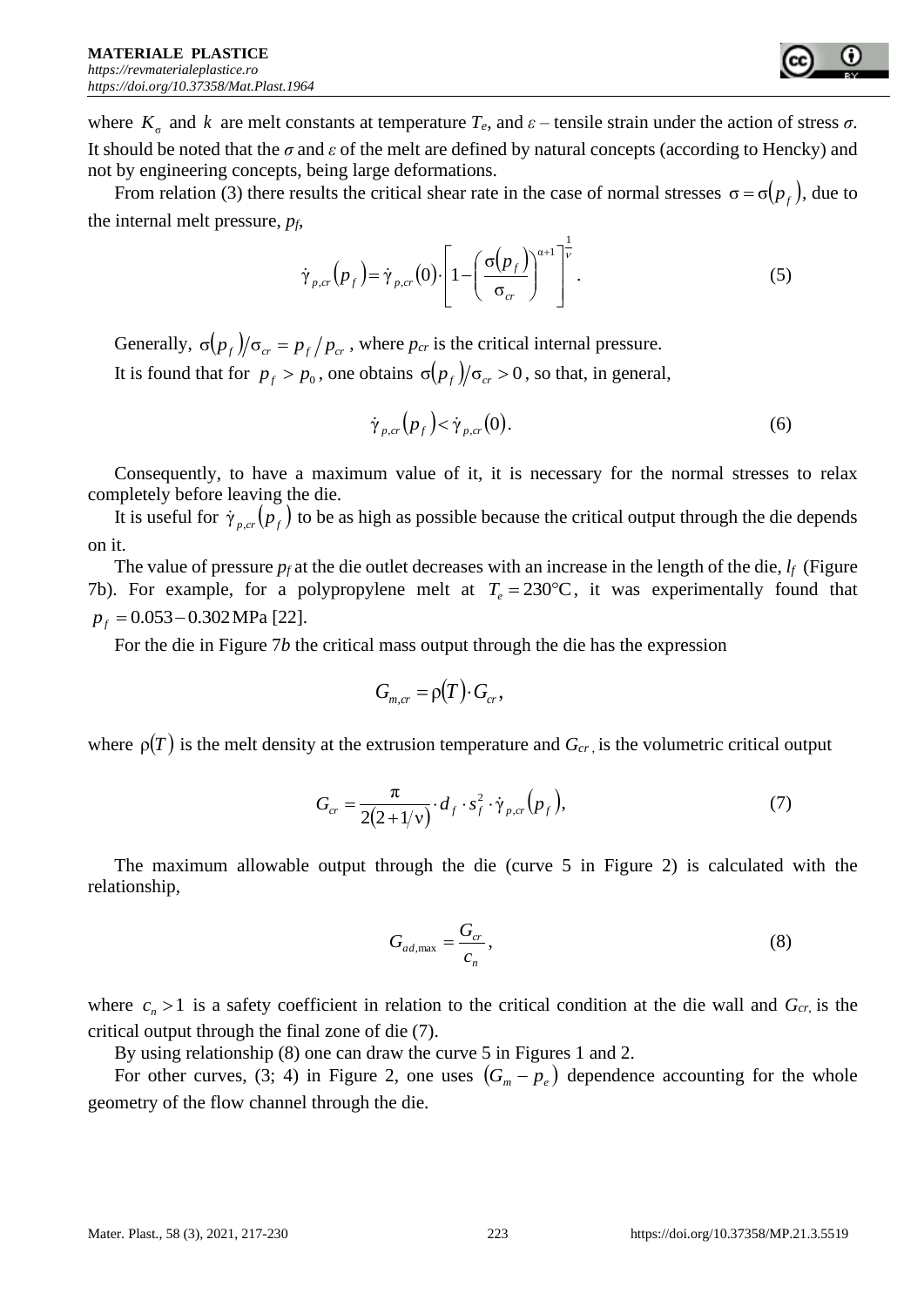where $K_\sigma$ and $k$ are melt constants at temperature $T_e$, and $\varepsilon$ – tensile strain under the action of stress $\sigma$. It should be noted that the $\sigma$ and $\varepsilon$ of the melt are defined by natural concepts (according to Hencky) and not by engineering concepts, being large deformations.

From relation (3) there results the critical shear rate in the case of normal stresses $\sigma = \sigma(p_f)$, due to the internal melt pressure, $p_f$,

$$\dot{\gamma}_{p,cr}(p_f) = \dot{\gamma}_{p,cr}(0) \cdot \left[1 - \left(\frac{\sigma(p_f)}{\sigma_{cr}}\right)^{\alpha+1}\right]^{\frac{1}{\nu}}. \tag{5}$$

Generally, $\sigma(p_f)/\sigma_{cr} = p_f / p_{cr}$, where $p_{cr}$ is the critical internal pressure.

It is found that for $p_f > p_0$, one obtains $\sigma(p_f)/\sigma_{cr} > 0$, so that, in general,

$$\dot{\gamma}_{p,cr}(p_f) < \dot{\gamma}_{p,cr}(0). \tag{6}$$

Consequently, to have a maximum value of it, it is necessary for the normal stresses to relax completely before leaving the die.

It is useful for $\dot{\gamma}_{p,cr}(p_f)$ to be as high as possible because the critical output through the die depends on it.

The value of pressure $p_f$ at the die outlet decreases with an increase in the length of the die, $l_f$ (Figure 7b). For example, for a polypropylene melt at $T_e = 230°\text{C}$, it was experimentally found that $p_f = 0.053 - 0.302\,\text{MPa}$ [22].

For the die in Figure 7*b* the critical mass output through the die has the expression

$$G_{m,cr} = \rho(T) \cdot G_{cr},$$

where $\rho(T)$ is the melt density at the extrusion temperature and $G_{cr}$ is the volumetric critical output

$$G_{cr} = \frac{\pi}{2(2 + 1/\nu)} \cdot d_f \cdot s_f^2 \cdot \dot{\gamma}_{p,cr}(p_f), \tag{7}$$

The maximum allowable output through the die (curve 5 in Figure 2) is calculated with the relationship,

$$G_{ad,\max} = \frac{G_{cr}}{c_n}, \tag{8}$$

where $c_n > 1$ is a safety coefficient in relation to the critical condition at the die wall and $G_{cr}$ is the critical output through the final zone of die (7).

By using relationship (8) one can draw the curve 5 in Figures 1 and 2.

For other curves, (3; 4) in Figure 2, one uses $(G_m - p_e)$ dependence accounting for the whole geometry of the flow channel through the die.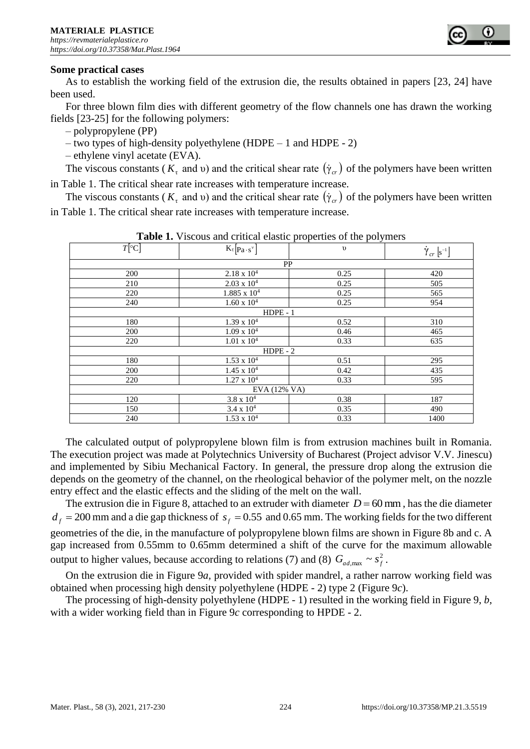**Some practical cases**

As to establish the working field of the extrusion die, the results obtained in papers [23, 24] have been used.

For three blown film dies with different geometry of the flow channels one has drawn the working fields [23-25] for the following polymers:

– polypropylene (PP)

– two types of high-density polyethylene (HDPE – 1 and HDPE - 2)

– ethylene vinyl acetate (EVA).

The viscous constants ($K_\tau$ and υ) and the critical shear rate $(\dot{\gamma}_{cr})$ of the polymers have been written in Table 1. The critical shear rate increases with temperature increase.

The viscous constants ($K_\tau$ and υ) and the critical shear rate $(\dot{\gamma}_{cr})$ of the polymers have been written in Table 1. The critical shear rate increases with temperature increase.

**Table 1.** Viscous and critical elastic properties of the polymers

| $T[^\circ C]$ | $K_\tau[Pa \cdot s^\upsilon]$ | υ | $\dot{\gamma}_{cr}\,[s^{-1}]$ |
|---|---|---|---|
| PP | | | |
| 200 | $2.18 \times 10^4$ | 0.25 | 420 |
| 210 | $2.03 \times 10^4$ | 0.25 | 505 |
| 220 | $1.885 \times 10^4$ | 0.25 | 565 |
| 240 | $1.60 \times 10^4$ | 0.25 | 954 |
| HDPE - 1 | | | |
| 180 | $1.39 \times 10^4$ | 0.52 | 310 |
| 200 | $1.09 \times 10^4$ | 0.46 | 465 |
| 220 | $1.01 \times 10^4$ | 0.33 | 635 |
| HDPE - 2 | | | |
| 180 | $1.53 \times 10^4$ | 0.51 | 295 |
| 200 | $1.45 \times 10^4$ | 0.42 | 435 |
| 220 | $1.27 \times 10^4$ | 0.33 | 595 |
| EVA (12% VA) | | | |
| 120 | $3.8 \times 10^4$ | 0.38 | 187 |
| 150 | $3.4 \times 10^4$ | 0.35 | 490 |
| 240 | $1.53 \times 10^4$ | 0.33 | 1400 |

The calculated output of polypropylene blown film is from extrusion machines built in Romania. The execution project was made at Polytechnics University of Bucharest (Project advisor V.V. Jinescu) and implemented by Sibiu Mechanical Factory. In general, the pressure drop along the extrusion die depends on the geometry of the channel, on the rheological behavior of the polymer melt, on the nozzle entry effect and the elastic effects and the sliding of the melt on the wall.

The extrusion die in Figure 8, attached to an extruder with diameter $D = 60$ mm, has the die diameter $d_f = 200$ mm and a die gap thickness of $s_f = 0.55$ and 0.65 mm. The working fields for the two different geometries of the die, in the manufacture of polypropylene blown films are shown in Figure 8b and c. A gap increased from 0.55mm to 0.65mm determined a shift of the curve for the maximum allowable output to higher values, because according to relations (7) and (8) $G_{ad,\max} \sim s_f^2$.

On the extrusion die in Figure 9*a*, provided with spider mandrel, a rather narrow working field was obtained when processing high density polyethylene (HDPE - 2) type 2 (Figure 9*c*).

The processing of high-density polyethylene (HDPE - 1) resulted in the working field in Figure 9, *b*, with a wider working field than in Figure 9*c* corresponding to HPDE - 2.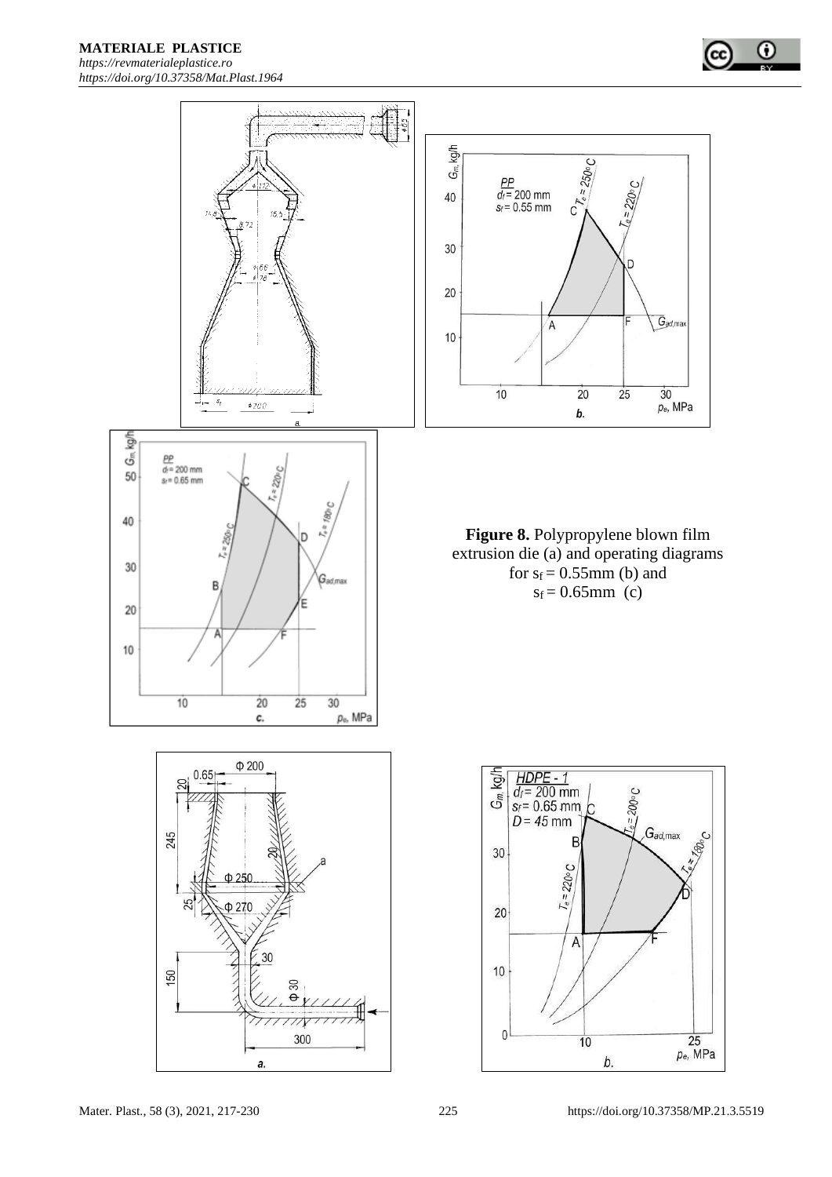**Figure 8.** Polypropylene blown film extrusion die (a) and operating diagrams for $s_f = 0.55$mm (b) and $s_f = 0.65$mm (c)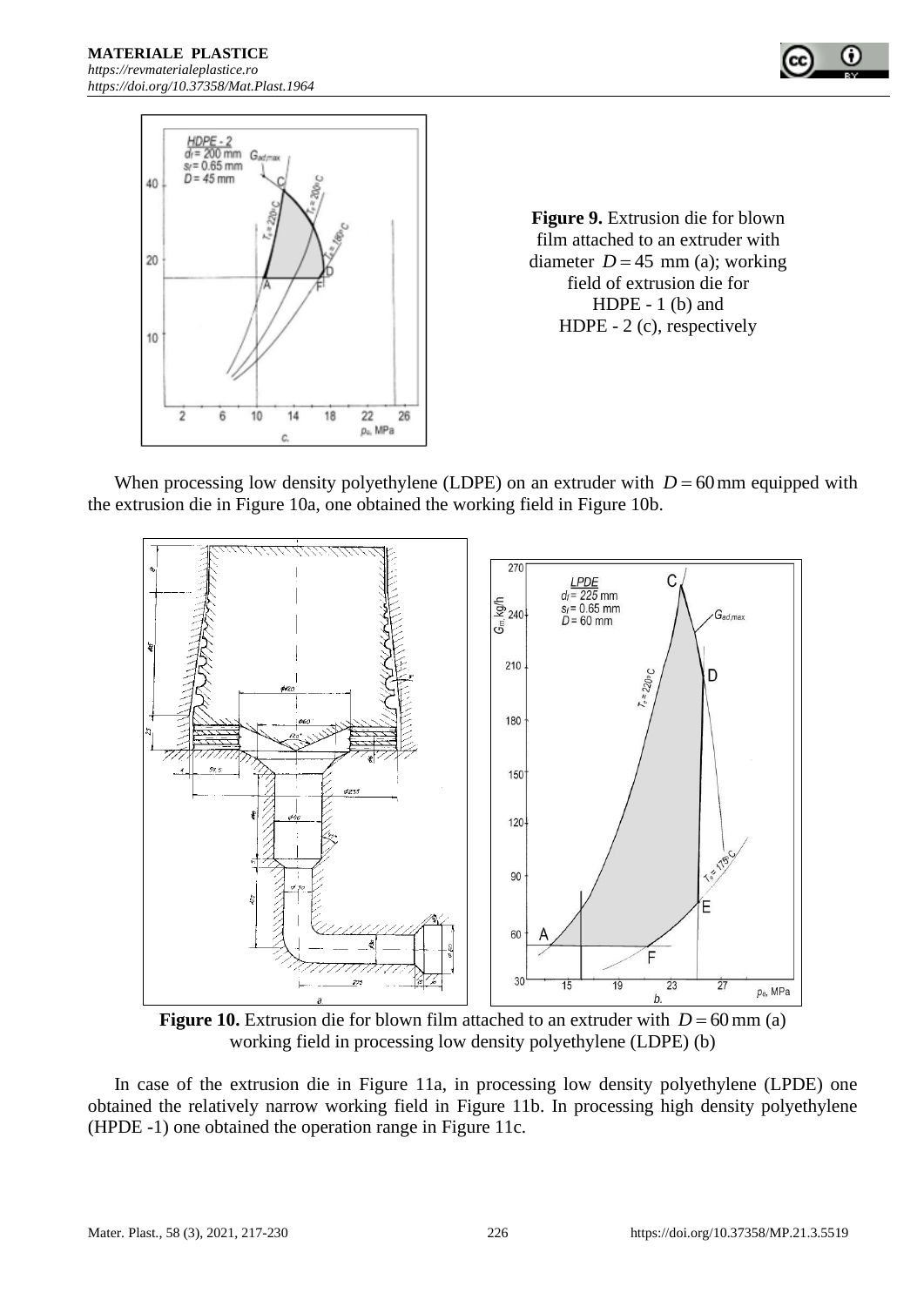**Figure 9.** Extrusion die for blown film attached to an extruder with diameter $D = 45$ mm (a); working field of extrusion die for HDPE - 1 (b) and HDPE - 2 (c), respectively

When processing low density polyethylene (LDPE) on an extruder with $D = 60$ mm equipped with the extrusion die in Figure 10a, one obtained the working field in Figure 10b.

**Figure 10.** Extrusion die for blown film attached to an extruder with $D = 60$ mm (a) working field in processing low density polyethylene (LDPE) (b)

In case of the extrusion die in Figure 11a, in processing low density polyethylene (LPDE) one obtained the relatively narrow working field in Figure 11b. In processing high density polyethylene (HPDE -1) one obtained the operation range in Figure 11c.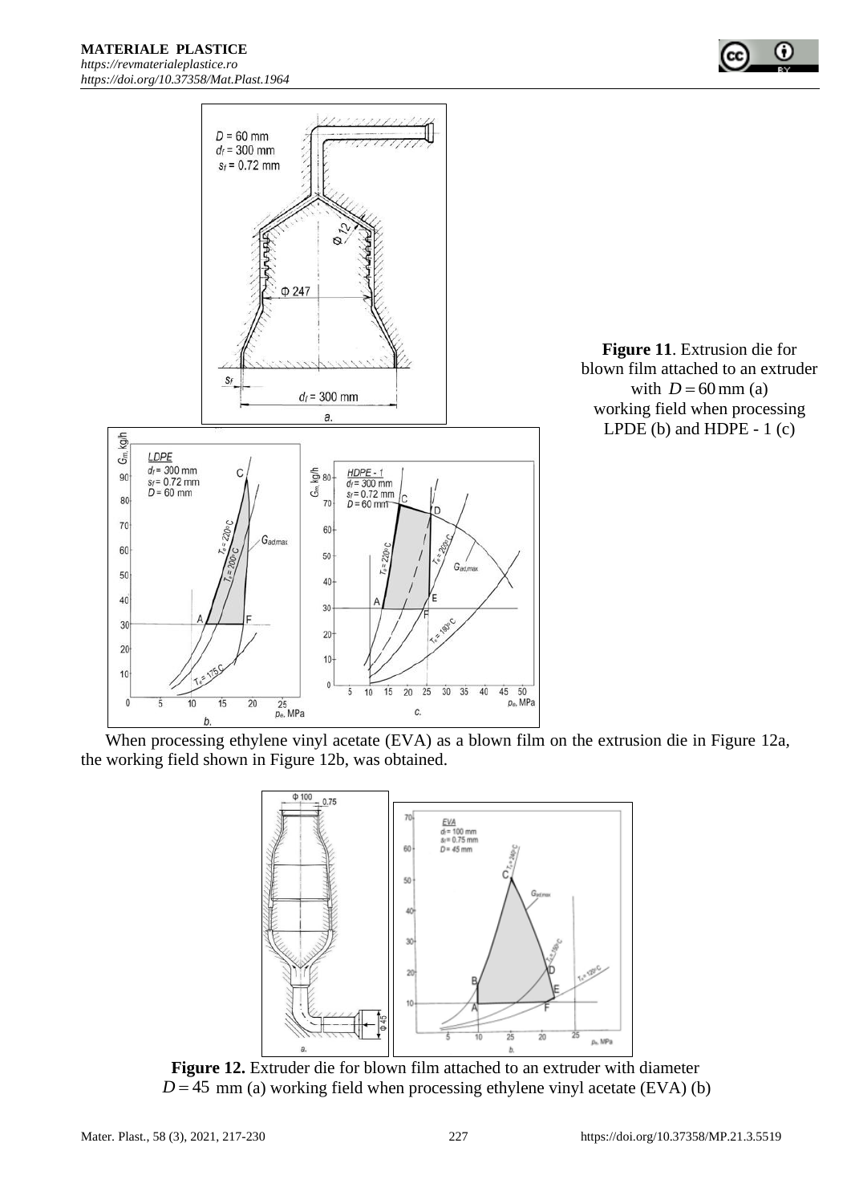**Figure 11**. Extrusion die for blown film attached to an extruder with $D = 60$ mm (a) working field when processing LPDE (b) and HDPE - 1 (c)

When processing ethylene vinyl acetate (EVA) as a blown film on the extrusion die in Figure 12a, the working field shown in Figure 12b, was obtained.

**Figure 12.** Extruder die for blown film attached to an extruder with diameter $D = 45$ mm (a) working field when processing ethylene vinyl acetate (EVA) (b)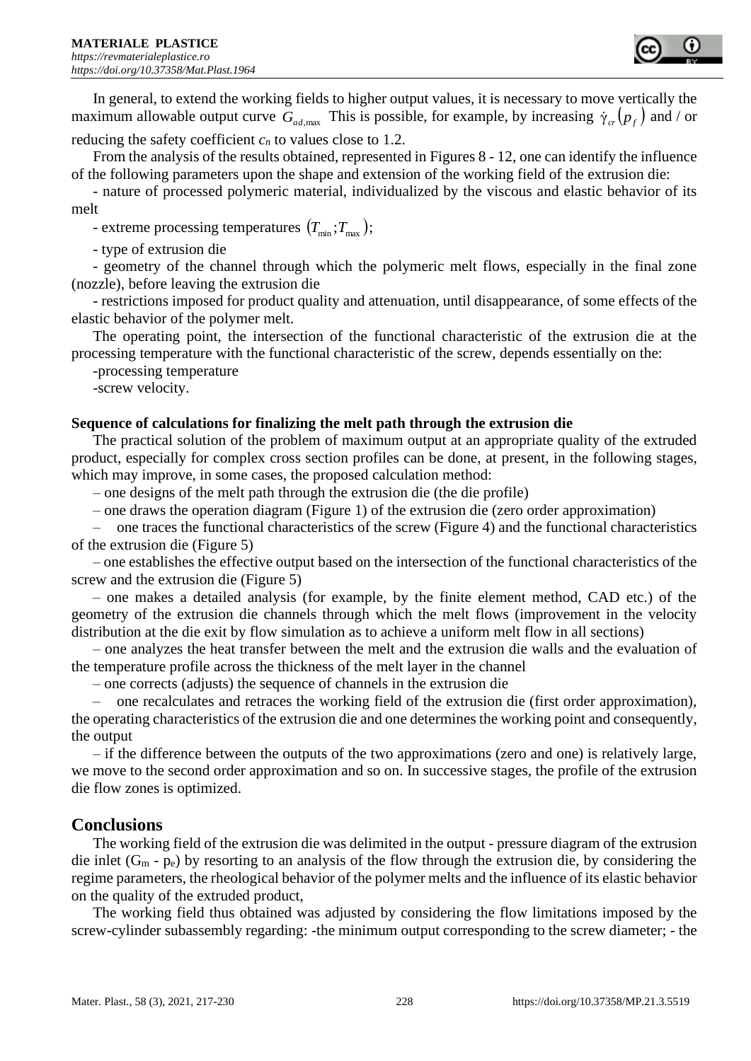In general, to extend the working fields to higher output values, it is necessary to move vertically the maximum allowable output curve $G_{ad,\max}$ This is possible, for example, by increasing $\dot{\gamma}_{cr}\left(p_f\right)$ and / or reducing the safety coefficient $c_n$ to values close to 1.2.

From the analysis of the results obtained, represented in Figures 8 - 12, one can identify the influence of the following parameters upon the shape and extension of the working field of the extrusion die:

- nature of processed polymeric material, individualized by the viscous and elastic behavior of its melt
- extreme processing temperatures $\left(T_{\min};T_{\max}\right)$;
- type of extrusion die
- geometry of the channel through which the polymeric melt flows, especially in the final zone (nozzle), before leaving the extrusion die
- restrictions imposed for product quality and attenuation, until disappearance, of some effects of the elastic behavior of the polymer melt.

The operating point, the intersection of the functional characteristic of the extrusion die at the processing temperature with the functional characteristic of the screw, depends essentially on the:

-processing temperature

-screw velocity.

**Sequence of calculations for finalizing the melt path through the extrusion die**

The practical solution of the problem of maximum output at an appropriate quality of the extruded product, especially for complex cross section profiles can be done, at present, in the following stages, which may improve, in some cases, the proposed calculation method:

– one designs of the melt path through the extrusion die (the die profile)

– one draws the operation diagram (Figure 1) of the extrusion die (zero order approximation)

– one traces the functional characteristics of the screw (Figure 4) and the functional characteristics of the extrusion die (Figure 5)

– one establishes the effective output based on the intersection of the functional characteristics of the screw and the extrusion die (Figure 5)

– one makes a detailed analysis (for example, by the finite element method, CAD etc.) of the geometry of the extrusion die channels through which the melt flows (improvement in the velocity distribution at the die exit by flow simulation as to achieve a uniform melt flow in all sections)

– one analyzes the heat transfer between the melt and the extrusion die walls and the evaluation of the temperature profile across the thickness of the melt layer in the channel

– one corrects (adjusts) the sequence of channels in the extrusion die

– one recalculates and retraces the working field of the extrusion die (first order approximation), the operating characteristics of the extrusion die and one determines the working point and consequently, the output

– if the difference between the outputs of the two approximations (zero and one) is relatively large, we move to the second order approximation and so on. In successive stages, the profile of the extrusion die flow zones is optimized.

## Conclusions

The working field of the extrusion die was delimited in the output - pressure diagram of the extrusion die inlet ($G_m$ - $p_e$) by resorting to an analysis of the flow through the extrusion die, by considering the regime parameters, the rheological behavior of the polymer melts and the influence of its elastic behavior on the quality of the extruded product,

The working field thus obtained was adjusted by considering the flow limitations imposed by the screw-cylinder subassembly regarding: -the minimum output corresponding to the screw diameter; - the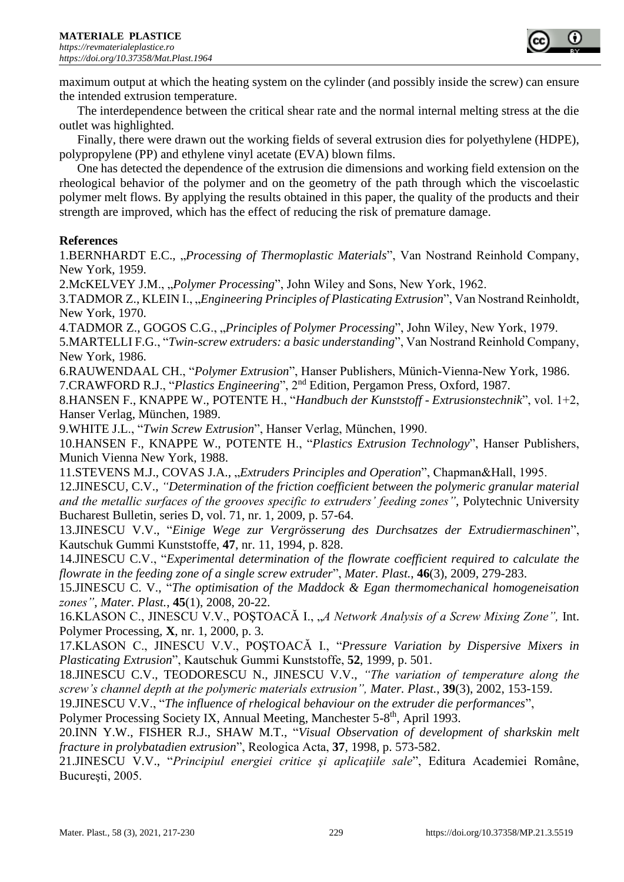maximum output at which the heating system on the cylinder (and possibly inside the screw) can ensure the intended extrusion temperature.

The interdependence between the critical shear rate and the normal internal melting stress at the die outlet was highlighted.

Finally, there were drawn out the working fields of several extrusion dies for polyethylene (HDPE), polypropylene (PP) and ethylene vinyl acetate (EVA) blown films.

One has detected the dependence of the extrusion die dimensions and working field extension on the rheological behavior of the polymer and on the geometry of the path through which the viscoelastic polymer melt flows. By applying the results obtained in this paper, the quality of the products and their strength are improved, which has the effect of reducing the risk of premature damage.

**References**

1.BERNHARDT E.C., „*Processing of Thermoplastic Materials*", Van Nostrand Reinhold Company, New York, 1959.

2.McKELVEY J.M., „*Polymer Processing*", John Wiley and Sons, New York, 1962.

3.TADMOR Z., KLEIN I., „*Engineering Principles of Plasticating Extrusion*", Van Nostrand Reinholdt, New York, 1970.

4.TADMOR Z., GOGOS C.G., „*Principles of Polymer Processing*", John Wiley, New York, 1979.

5.MARTELLI F.G., "*Twin-screw extruders: a basic understanding*", Van Nostrand Reinhold Company, New York, 1986.

6.RAUWENDAAL CH., "*Polymer Extrusion*", Hanser Publishers, Münich-Vienna-New York, 1986.

7.CRAWFORD R.J., "*Plastics Engineering*", 2nd Edition, Pergamon Press, Oxford, 1987.

8.HANSEN F., KNAPPE W., POTENTE H., "*Handbuch der Kunststoff - Extrusionstechnik*", vol. 1+2, Hanser Verlag, München, 1989.

9.WHITE J.L., "*Twin Screw Extrusion*", Hanser Verlag, München, 1990.

10.HANSEN F., KNAPPE W., POTENTE H., "*Plastics Extrusion Technology*", Hanser Publishers, Munich Vienna New York, 1988.

11.STEVENS M.J., COVAS J.A., „*Extruders Principles and Operation*", Chapman&Hall, 1995.

12.JINESCU, C.V., *"Determination of the friction coefficient between the polymeric granular material and the metallic surfaces of the grooves specific to extruders' feeding zones"*, Polytechnic University Bucharest Bulletin, series D, vol. 71, nr. 1, 2009, p. 57-64.

13.JINESCU V.V., "*Einige Wege zur Vergrösserung des Durchsatzes der Extrudiermaschinen*", Kautschuk Gummi Kunststoffe, **47**, nr. 11, 1994, p. 828.

14.JINESCU C.V., "*Experimental determination of the flowrate coefficient required to calculate the flowrate in the feeding zone of a single screw extruder*", *Mater. Plast.*, **46**(3), 2009, 279-283.

15.JINESCU C. V., "*The optimisation of the Maddock & Egan thermomechanical homogeneisation zones"*, *Mater. Plast.*, **45**(1), 2008, 20-22.

16.KLASON C., JINESCU V.V., POŞTOACĂ I., „*A Network Analysis of a Screw Mixing Zone",* Int. Polymer Processing, **X**, nr. 1, 2000, p. 3.

17.KLASON C., JINESCU V.V., POŞTOACĂ I., "*Pressure Variation by Dispersive Mixers in Plasticating Extrusion*", Kautschuk Gummi Kunststoffe, **52**, 1999, p. 501.

18.JINESCU C.V., TEODORESCU N., JINESCU V.V., *"The variation of temperature along the screw's channel depth at the polymeric materials extrusion", Mater. Plast.*, **39**(3), 2002, 153-159.

19.JINESCU V.V., "*The influence of rheological behaviour on the extruder die performances*", Polymer Processing Society IX, Annual Meeting, Manchester 5-8th, April 1993.

20.INN Y.W., FISHER R.J., SHAW M.T., "*Visual Observation of development of sharkskin melt fracture in prolybatadien extrusion*", Reologica Acta, **37**, 1998, p. 573-582.

21.JINESCU V.V., "*Principiul energiei critice şi aplicaţiile sale*", Editura Academiei Române, Bucureşti, 2005.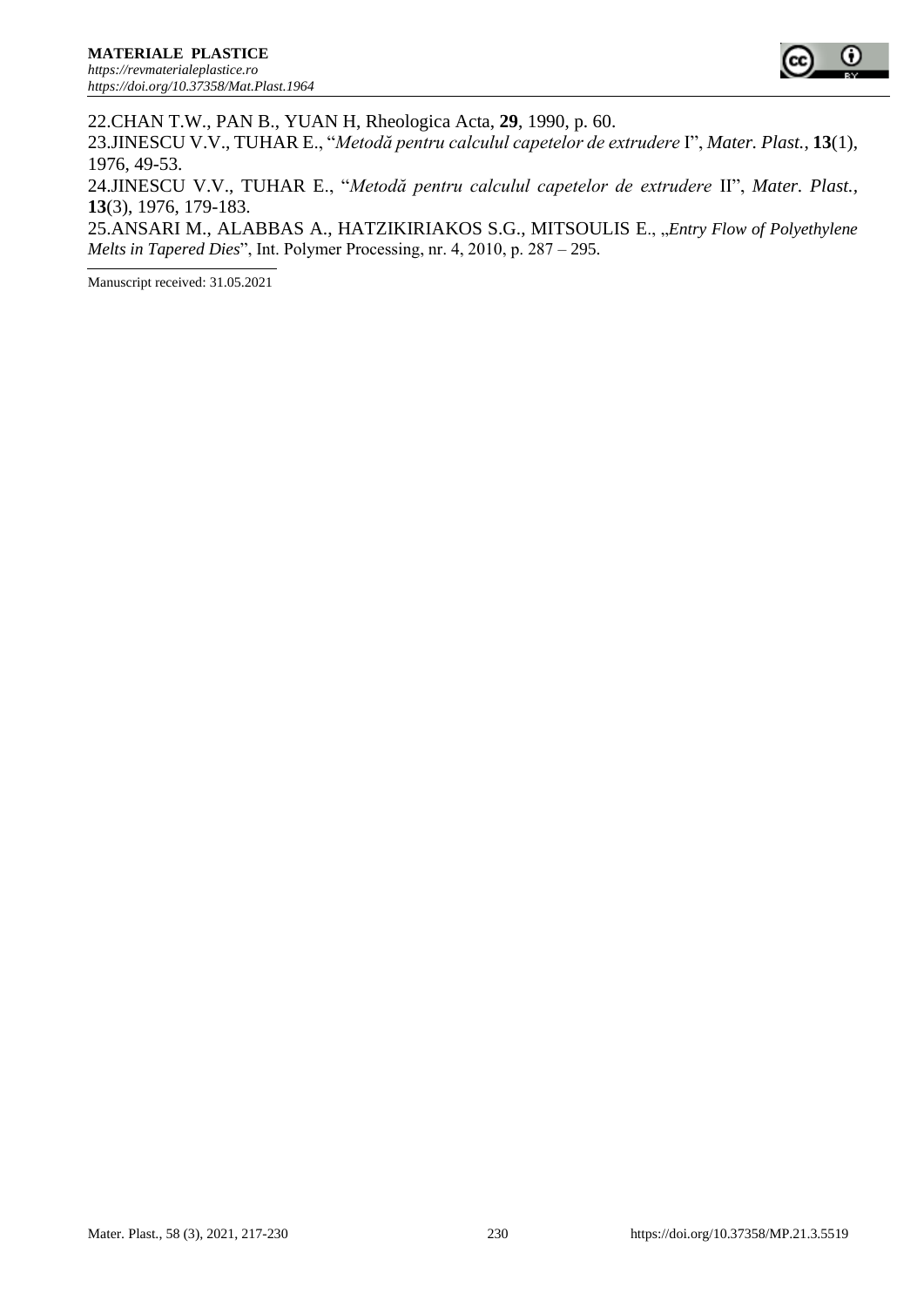22.CHAN T.W., PAN B., YUAN H, Rheologica Acta, **29**, 1990, p. 60.

23.JINESCU V.V., TUHAR E., "*Metodă pentru calculul capetelor de extrudere* I", *Mater. Plast.*, **13**(1), 1976, 49-53.

24.JINESCU V.V., TUHAR E., "*Metodă pentru calculul capetelor de extrudere* II", *Mater. Plast.*, **13**(3), 1976, 179-183.

25.ANSARI M., ALABBAS A., HATZIKIRIAKOS S.G., MITSOULIS E., „*Entry Flow of Polyethylene Melts in Tapered Dies*", Int. Polymer Processing, nr. 4, 2010, p. 287 – 295.

Manuscript received: 31.05.2021